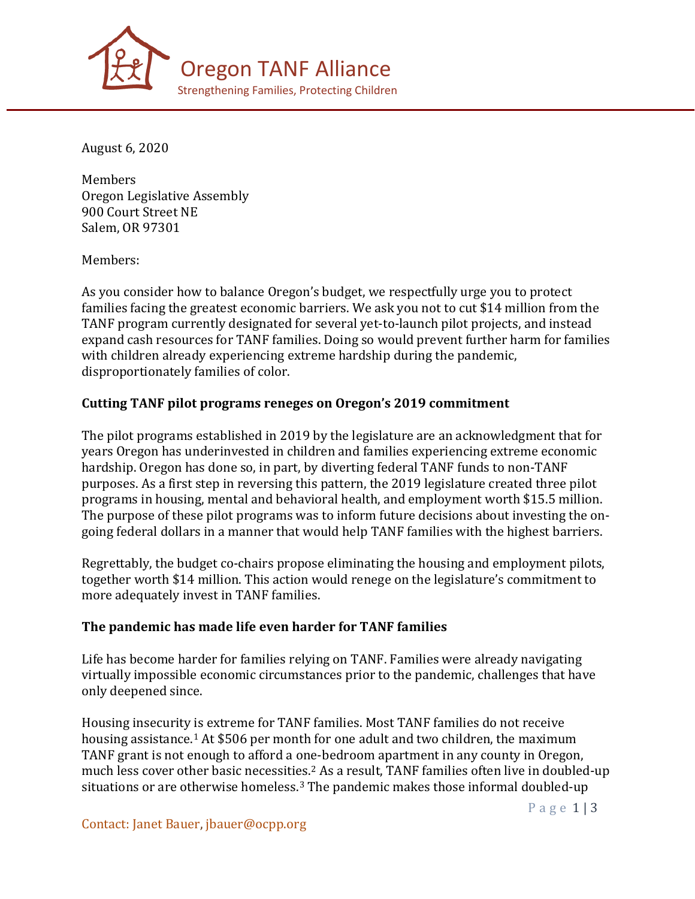# Oregon TANF Alliance

Strengthening Families, Protecting Children

August 6, 2020

Members
Oregon Legislative Assembly
900 Court Street NE
Salem, OR 97301

Members:

As you consider how to balance Oregon's budget, we respectfully urge you to protect families facing the greatest economic barriers. We ask you not to cut $14 million from the TANF program currently designated for several yet-to-launch pilot projects, and instead expand cash resources for TANF families. Doing so would prevent further harm for families with children already experiencing extreme hardship during the pandemic, disproportionately families of color.

**Cutting TANF pilot programs reneges on Oregon's 2019 commitment**

The pilot programs established in 2019 by the legislature are an acknowledgment that for years Oregon has underinvested in children and families experiencing extreme economic hardship. Oregon has done so, in part, by diverting federal TANF funds to non-TANF purposes. As a first step in reversing this pattern, the 2019 legislature created three pilot programs in housing, mental and behavioral health, and employment worth $15.5 million. The purpose of these pilot programs was to inform future decisions about investing the on-going federal dollars in a manner that would help TANF families with the highest barriers.

Regrettably, the budget co-chairs propose eliminating the housing and employment pilots, together worth $14 million. This action would renege on the legislature's commitment to more adequately invest in TANF families.

**The pandemic has made life even harder for TANF families**

Life has become harder for families relying on TANF. Families were already navigating virtually impossible economic circumstances prior to the pandemic, challenges that have only deepened since.

Housing insecurity is extreme for TANF families. Most TANF families do not receive housing assistance.[1] At $506 per month for one adult and two children, the maximum TANF grant is not enough to afford a one-bedroom apartment in any county in Oregon, much less cover other basic necessities.[2] As a result, TANF families often live in doubled-up situations or are otherwise homeless.[3] The pandemic makes those informal doubled-up

Contact: Janet Bauer, jbauer@ocpp.org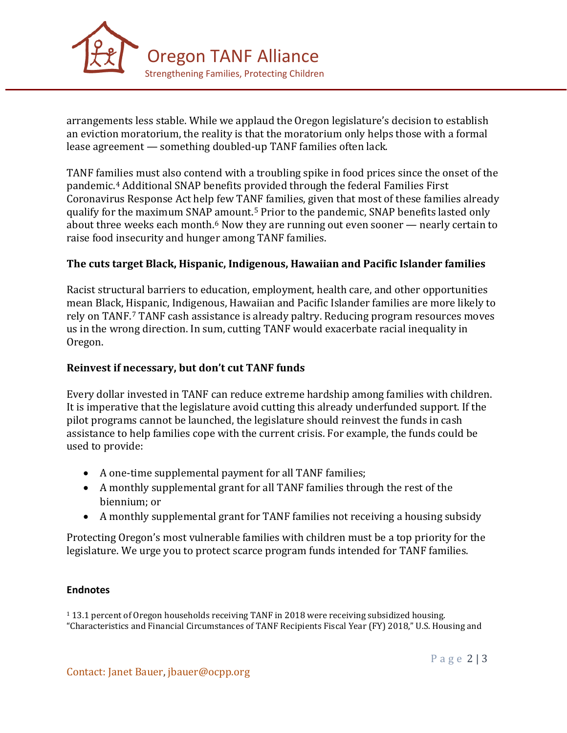arrangements less stable. While we applaud the Oregon legislature's decision to establish an eviction moratorium, the reality is that the moratorium only helps those with a formal lease agreement — something doubled-up TANF families often lack.

TANF families must also contend with a troubling spike in food prices since the onset of the pandemic.[4] Additional SNAP benefits provided through the federal Families First Coronavirus Response Act help few TANF families, given that most of these families already qualify for the maximum SNAP amount.[5] Prior to the pandemic, SNAP benefits lasted only about three weeks each month.[6] Now they are running out even sooner — nearly certain to raise food insecurity and hunger among TANF families.

**The cuts target Black, Hispanic, Indigenous, Hawaiian and Pacific Islander families**

Racist structural barriers to education, employment, health care, and other opportunities mean Black, Hispanic, Indigenous, Hawaiian and Pacific Islander families are more likely to rely on TANF.[7] TANF cash assistance is already paltry. Reducing program resources moves us in the wrong direction. In sum, cutting TANF would exacerbate racial inequality in Oregon.

**Reinvest if necessary, but don't cut TANF funds**

Every dollar invested in TANF can reduce extreme hardship among families with children. It is imperative that the legislature avoid cutting this already underfunded support. If the pilot programs cannot be launched, the legislature should reinvest the funds in cash assistance to help families cope with the current crisis. For example, the funds could be used to provide:

- A one-time supplemental payment for all TANF families;
- A monthly supplemental grant for all TANF families through the rest of the biennium; or
- A monthly supplemental grant for TANF families not receiving a housing subsidy

Protecting Oregon's most vulnerable families with children must be a top priority for the legislature. We urge you to protect scarce program funds intended for TANF families.

**Endnotes**

[1] 13.1 percent of Oregon households receiving TANF in 2018 were receiving subsidized housing. "Characteristics and Financial Circumstances of TANF Recipients Fiscal Year (FY) 2018," U.S. Housing and

Contact: Janet Bauer, jbauer@ocpp.org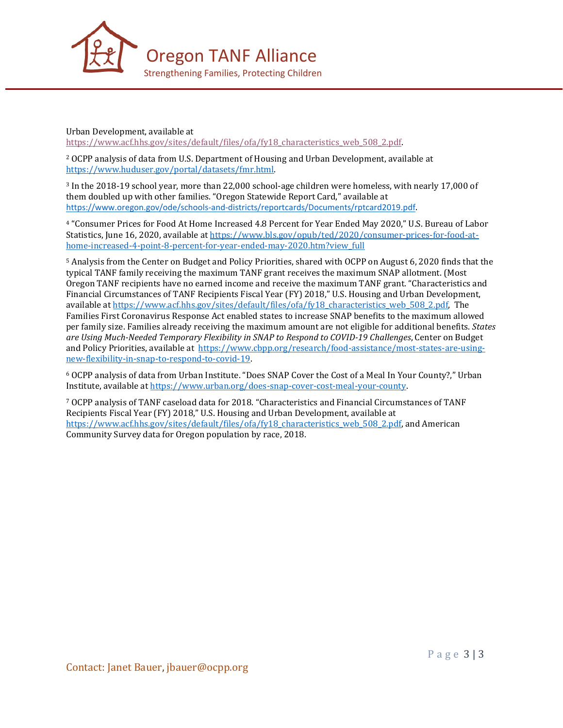Urban Development, available at https://www.acf.hhs.gov/sites/default/files/ofa/fy18_characteristics_web_508_2.pdf.

[2] OCPP analysis of data from U.S. Department of Housing and Urban Development, available at https://www.huduser.gov/portal/datasets/fmr.html.

[3] In the 2018-19 school year, more than 22,000 school-age children were homeless, with nearly 17,000 of them doubled up with other families. "Oregon Statewide Report Card," available at https://www.oregon.gov/ode/schools-and-districts/reportcards/Documents/rptcard2019.pdf.

[4] "Consumer Prices for Food At Home Increased 4.8 Percent for Year Ended May 2020," U.S. Bureau of Labor Statistics, June 16, 2020, available at https://www.bls.gov/opub/ted/2020/consumer-prices-for-food-at-home-increased-4-point-8-percent-for-year-ended-may-2020.htm?view_full

[5] Analysis from the Center on Budget and Policy Priorities, shared with OCPP on August 6, 2020 finds that the typical TANF family receiving the maximum TANF grant receives the maximum SNAP allotment. (Most Oregon TANF recipients have no earned income and receive the maximum TANF grant. "Characteristics and Financial Circumstances of TANF Recipients Fiscal Year (FY) 2018," U.S. Housing and Urban Development, available at https://www.acf.hhs.gov/sites/default/files/ofa/fy18_characteristics_web_508_2.pdf, The Families First Coronavirus Response Act enabled states to increase SNAP benefits to the maximum allowed per family size. Families already receiving the maximum amount are not eligible for additional benefits. *States are Using Much-Needed Temporary Flexibility in SNAP to Respond to COVID-19 Challenges*, Center on Budget and Policy Priorities, available at https://www.cbpp.org/research/food-assistance/most-states-are-using-new-flexibility-in-snap-to-respond-to-covid-19.

[6] OCPP analysis of data from Urban Institute. "Does SNAP Cover the Cost of a Meal In Your County?," Urban Institute, available at https://www.urban.org/does-snap-cover-cost-meal-your-county.

[7] OCPP analysis of TANF caseload data for 2018. "Characteristics and Financial Circumstances of TANF Recipients Fiscal Year (FY) 2018," U.S. Housing and Urban Development, available at https://www.acf.hhs.gov/sites/default/files/ofa/fy18_characteristics_web_508_2.pdf, and American Community Survey data for Oregon population by race, 2018.

Contact: Janet Bauer, jbauer@ocpp.org